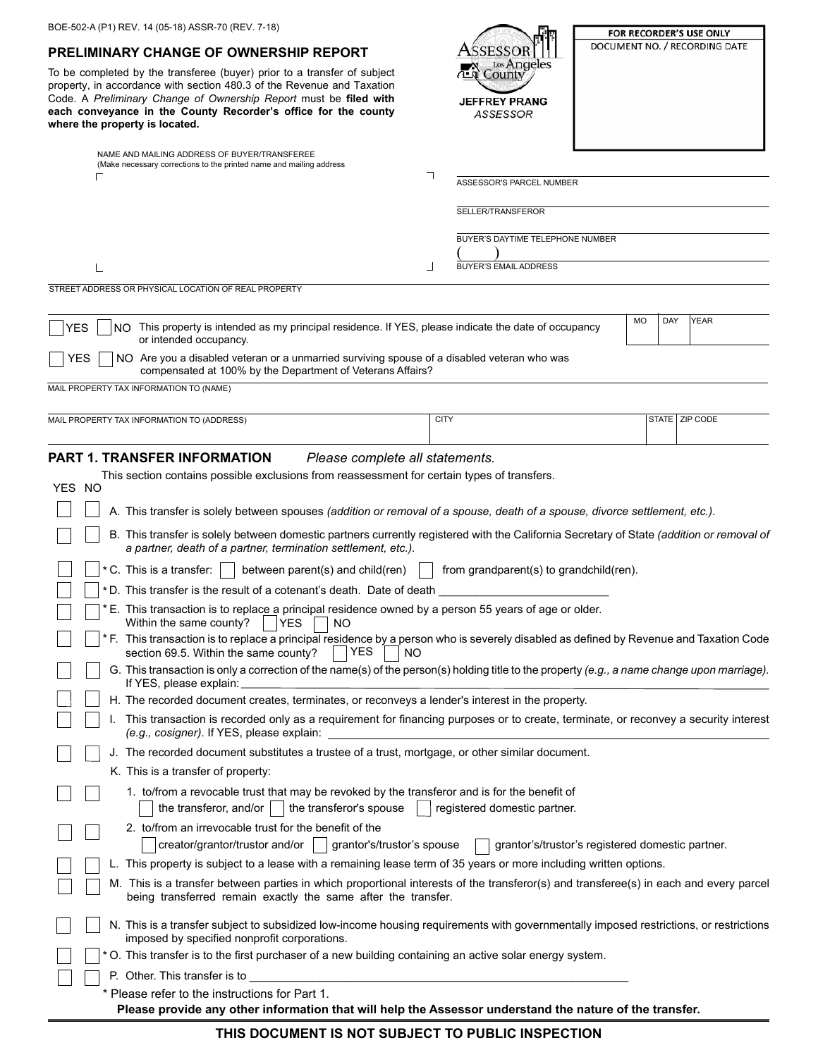BOE-502-A (P1) REV. 14 (05-18) ASSR-70 (REV. 7-18)

# PRELIMINARY CHANGE OF OWNERSHIP REPORT

To be completed by the transferee (buyer) prior to a transfer of subject property, in accordance with section 480.3 of the Revenue and Taxation Code. A *Preliminary Change of Ownership Report* must be **filed with each conveyance in the County Recorder's office for the county where the property is located.**

ASSESSOR Los Angeles County
JEFFREY PRANG
*ASSESSOR*

| FOR RECORDER'S USE ONLY |
|---|
| DOCUMENT NO. / RECORDING DATE |

NAME AND MAILING ADDRESS OF BUYER/TRANSFEREE
(Make necessary corrections to the printed name and mailing address

ASSESSOR'S PARCEL NUMBER

SELLER/TRANSFEROR

BUYER'S DAYTIME TELEPHONE NUMBER
( )

BUYER'S EMAIL ADDRESS

STREET ADDRESS OR PHYSICAL LOCATION OF REAL PROPERTY

☐ YES ☐ NO This property is intended as my principal residence. If YES, please indicate the date of occupancy or intended occupancy.

| MO | DAY | YEAR |
|---|---|---|
| | | |

☐ YES ☐ NO Are you a disabled veteran or a unmarried surviving spouse of a disabled veteran who was compensated at 100% by the Department of Veterans Affairs?

MAIL PROPERTY TAX INFORMATION TO (NAME)

| MAIL PROPERTY TAX INFORMATION TO (ADDRESS) | CITY | STATE | ZIP CODE |
|---|---|---|---|
| | | | |

## PART 1. TRANSFER INFORMATION *Please complete all statements.*

This section contains possible exclusions from reassessment for certain types of transfers.

YES NO

☐ ☐ A. This transfer is solely between spouses *(addition or removal of a spouse, death of a spouse, divorce settlement, etc.)*.

☐ ☐ B. This transfer is solely between domestic partners currently registered with the California Secretary of State *(addition or removal of a partner, death of a partner, termination settlement, etc.)*.

☐ ☐ * C. This is a transfer: ☐ between parent(s) and child(ren) ☐ from grandparent(s) to grandchild(ren).

☐ ☐ * D. This transfer is the result of a cotenant's death. Date of death ___________________________

☐ ☐ * E. This transaction is to replace a principal residence owned by a person 55 years of age or older. Within the same county? ☐ YES ☐ NO

☐ ☐ * F. This transaction is to replace a principal residence by a person who is severely disabled as defined by Revenue and Taxation Code section 69.5. Within the same county? ☐ YES ☐ NO

☐ ☐ G. This transaction is only a correction of the name(s) of the person(s) holding title to the property *(e.g., a name change upon marriage)*. If YES, please explain: ___________________________

☐ ☐ H. The recorded document creates, terminates, or reconveys a lender's interest in the property.

☐ ☐ I. This transaction is recorded only as a requirement for financing purposes or to create, terminate, or reconvey a security interest *(e.g., cosigner)*. If YES, please explain: ___________________________

☐ ☐ J. The recorded document substitutes a trustee of a trust, mortgage, or other similar document.

K. This is a transfer of property:

☐ ☐ 1. to/from a revocable trust that may be revoked by the transferor and is for the benefit of ☐ the transferor, and/or ☐ the transferor's spouse ☐ registered domestic partner.

☐ ☐ 2. to/from an irrevocable trust for the benefit of the ☐ creator/grantor/trustor and/or ☐ grantor's/trustor's spouse ☐ grantor's/trustor's registered domestic partner.

☐ ☐ L. This property is subject to a lease with a remaining lease term of 35 years or more including written options.

☐ ☐ M. This is a transfer between parties in which proportional interests of the transferor(s) and transferee(s) in each and every parcel being transferred remain exactly the same after the transfer.

☐ ☐ N. This is a transfer subject to subsidized low-income housing requirements with governmentally imposed restrictions, or restrictions imposed by specified nonprofit corporations.

☐ ☐ * O. This transfer is to the first purchaser of a new building containing an active solar energy system.

☐ ☐ P. Other. This transfer is to ___________________________________________

* Please refer to the instructions for Part 1.

**Please provide any other information that will help the Assessor understand the nature of the transfer.**

**THIS DOCUMENT IS NOT SUBJECT TO PUBLIC INSPECTION**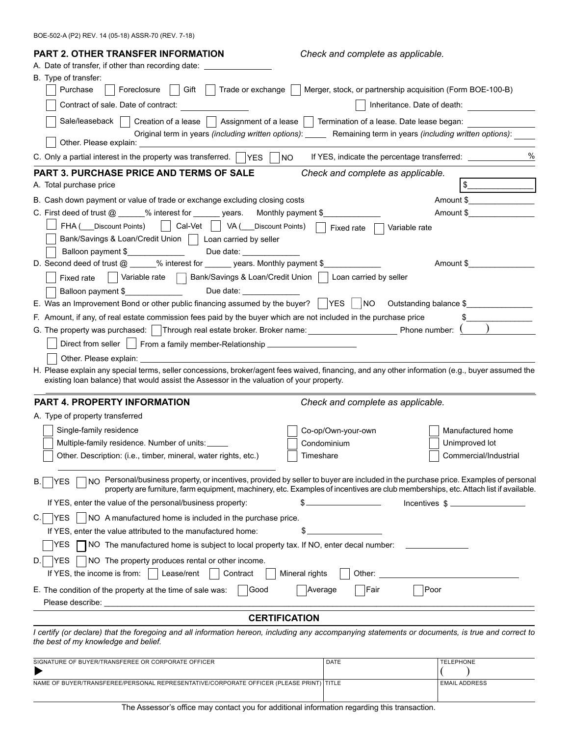BOE-502-A (P2) REV. 14 (05-18) ASSR-70 (REV. 7-18)

## PART 2. OTHER TRANSFER INFORMATION

*Check and complete as applicable.*

A. Date of transfer, if other than recording date: ______________

B. Type of transfer:

☐ Purchase ☐ Foreclosure ☐ Gift ☐ Trade or exchange ☐ Merger, stock, or partnership acquisition (Form BOE-100-B)

☐ Contract of sale. Date of contract: ______________ ☐ Inheritance. Date of death: ______________

☐ Sale/leaseback ☐ Creation of a lease ☐ Assignment of a lease ☐ Termination of a lease. Date lease began: ______________

Original term in years *(including written options)*: _____ Remaining term in years *(including written options)*: _____

☐ Other. Please explain: ______________

C. Only a partial interest in the property was transferred. ☐ YES ☐ NO If YES, indicate the percentage transferred: ______________ %

## PART 3. PURCHASE PRICE AND TERMS OF SALE

*Check and complete as applicable.*

A. Total purchase price $______________

B. Cash down payment or value of trade or exchange excluding closing costs Amount $______________

C. First deed of trust @ ______% interest for ______ years. Monthly payment $____________ Amount $______________

☐ FHA (___Discount Points) ☐ Cal-Vet ☐ VA (___Discount Points) ☐ Fixed rate ☐ Variable rate

☐ Bank/Savings & Loan/Credit Union ☐ Loan carried by seller

☐ Balloon payment $____________ Due date: ____________

D. Second deed of trust @ ______% interest for ______ years. Monthly payment $____________ Amount $______________

☐ Fixed rate ☐ Variable rate ☐ Bank/Savings & Loan/Credit Union ☐ Loan carried by seller

☐ Balloon payment $____________ Due date: ____________

E. Was an Improvement Bond or other public financing assumed by the buyer? ☐ YES ☐ NO Outstanding balance $______________

F. Amount, if any, of real estate commission fees paid by the buyer which are not included in the purchase price $______________

G. The property was purchased: ☐ Through real estate broker. Broker name: ______________ Phone number: (     ) ______________

☐ Direct from seller ☐ From a family member-Relationship ______________

☐ Other. Please explain: ______________

H. Please explain any special terms, seller concessions, broker/agent fees waived, financing, and any other information (e.g., buyer assumed the existing loan balance) that would assist the Assessor in the valuation of your property.

______________

## PART 4. PROPERTY INFORMATION

*Check and complete as applicable.*

A. Type of property transferred

☐ Single-family residence ☐ Co-op/Own-your-own ☐ Manufactured home

☐ Multiple-family residence. Number of units: _____ ☐ Condominium ☐ Unimproved lot

☐ Other. Description: (i.e., timber, mineral, water rights, etc.) ☐ Timeshare ☐ Commercial/Industrial

______________

B. ☐ YES ☐ NO Personal/business property, or incentives, provided by seller to buyer are included in the purchase price. Examples of personal property are furniture, farm equipment, machinery, etc. Examples of incentives are club memberships, etc. Attach list if available.

If YES, enter the value of the personal/business property: $______________ Incentives $______________

C. ☐ YES ☐ NO A manufactured home is included in the purchase price.

If YES, enter the value attributed to the manufactured home: $______________

☐ YES ☐ NO The manufactured home is subject to local property tax. If NO, enter decal number: ______________

D. ☐ YES ☐ NO The property produces rental or other income.

If YES, the income is from: ☐ Lease/rent ☐ Contract ☐ Mineral rights ☐ Other: ______________

E. The condition of the property at the time of sale was: ☐ Good ☐ Average ☐ Fair ☐ Poor

Please describe: ______________

## CERTIFICATION

*I certify (or declare) that the foregoing and all information hereon, including any accompanying statements or documents, is true and correct to the best of my knowledge and belief.*

| SIGNATURE OF BUYER/TRANSFEREE OR CORPORATE OFFICER | DATE | TELEPHONE |
|---|---|---|
| ▶ | | (     ) |
| **NAME OF BUYER/TRANSFEREE/PERSONAL REPRESENTATIVE/CORPORATE OFFICER (PLEASE PRINT)** | **TITLE** | **EMAIL ADDRESS** |
| | | |

The Assessor's office may contact you for additional information regarding this transaction.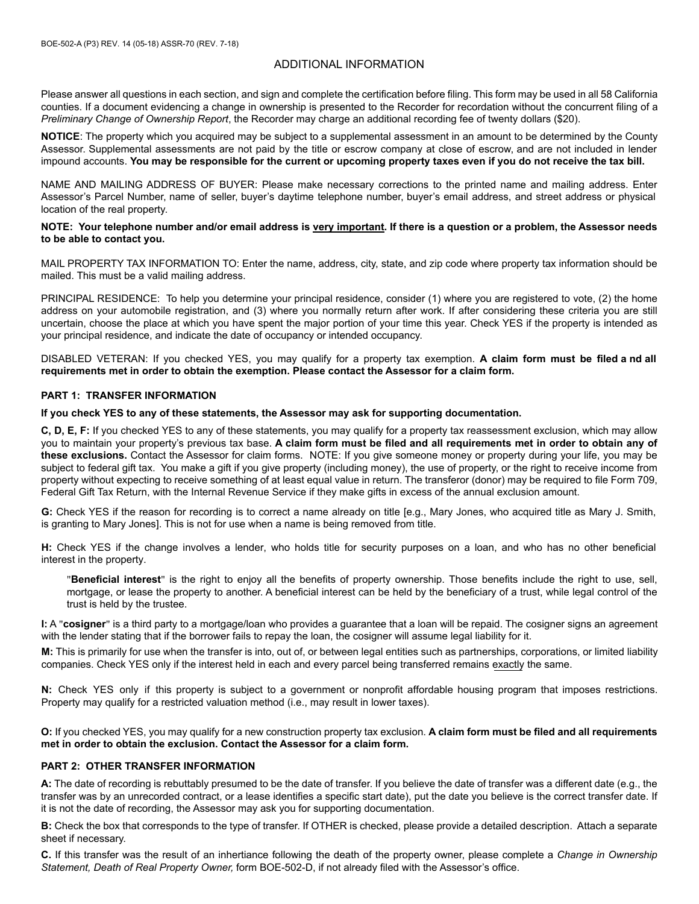BOE-502-A (P3) REV. 14 (05-18) ASSR-70 (REV. 7-18)

# ADDITIONAL INFORMATION

Please answer all questions in each section, and sign and complete the certification before filing. This form may be used in all 58 California counties. If a document evidencing a change in ownership is presented to the Recorder for recordation without the concurrent filing of a *Preliminary Change of Ownership Report*, the Recorder may charge an additional recording fee of twenty dollars ($20).

**NOTICE**: The property which you acquired may be subject to a supplemental assessment in an amount to be determined by the County Assessor. Supplemental assessments are not paid by the title or escrow company at close of escrow, and are not included in lender impound accounts. **You may be responsible for the current or upcoming property taxes even if you do not receive the tax bill.**

NAME AND MAILING ADDRESS OF BUYER: Please make necessary corrections to the printed name and mailing address. Enter Assessor's Parcel Number, name of seller, buyer's daytime telephone number, buyer's email address, and street address or physical location of the real property.

**NOTE: Your telephone number and/or email address is very important. If there is a question or a problem, the Assessor needs to be able to contact you.**

MAIL PROPERTY TAX INFORMATION TO: Enter the name, address, city, state, and zip code where property tax information should be mailed. This must be a valid mailing address.

PRINCIPAL RESIDENCE: To help you determine your principal residence, consider (1) where you are registered to vote, (2) the home address on your automobile registration, and (3) where you normally return after work. If after considering these criteria you are still uncertain, choose the place at which you have spent the major portion of your time this year. Check YES if the property is intended as your principal residence, and indicate the date of occupancy or intended occupancy.

DISABLED VETERAN: If you checked YES, you may qualify for a property tax exemption. **A claim form must be filed a nd all requirements met in order to obtain the exemption. Please contact the Assessor for a claim form.**

## PART 1: TRANSFER INFORMATION

**If you check YES to any of these statements, the Assessor may ask for supporting documentation.**

**C, D, E, F:** If you checked YES to any of these statements, you may qualify for a property tax reassessment exclusion, which may allow you to maintain your property's previous tax base. **A claim form must be filed and all requirements met in order to obtain any of these exclusions.** Contact the Assessor for claim forms. NOTE: If you give someone money or property during your life, you may be subject to federal gift tax. You make a gift if you give property (including money), the use of property, or the right to receive income from property without expecting to receive something of at least equal value in return. The transferor (donor) may be required to file Form 709, Federal Gift Tax Return, with the Internal Revenue Service if they make gifts in excess of the annual exclusion amount.

**G:** Check YES if the reason for recording is to correct a name already on title [e.g., Mary Jones, who acquired title as Mary J. Smith, is granting to Mary Jones]. This is not for use when a name is being removed from title.

**H:** Check YES if the change involves a lender, who holds title for security purposes on a loan, and who has no other beneficial interest in the property.

> "**Beneficial interest**" is the right to enjoy all the benefits of property ownership. Those benefits include the right to use, sell, mortgage, or lease the property to another. A beneficial interest can be held by the beneficiary of a trust, while legal control of the trust is held by the trustee.

**I:** A "**cosigner**" is a third party to a mortgage/loan who provides a guarantee that a loan will be repaid. The cosigner signs an agreement with the lender stating that if the borrower fails to repay the loan, the cosigner will assume legal liability for it.

**M:** This is primarily for use when the transfer is into, out of, or between legal entities such as partnerships, corporations, or limited liability companies. Check YES only if the interest held in each and every parcel being transferred remains exactly the same.

**N:** Check YES only if this property is subject to a government or nonprofit affordable housing program that imposes restrictions. Property may qualify for a restricted valuation method (i.e., may result in lower taxes).

**O:** If you checked YES, you may qualify for a new construction property tax exclusion. **A claim form must be filed and all requirements met in order to obtain the exclusion. Contact the Assessor for a claim form.**

## PART 2: OTHER TRANSFER INFORMATION

**A:** The date of recording is rebuttably presumed to be the date of transfer. If you believe the date of transfer was a different date (e.g., the transfer was by an unrecorded contract, or a lease identifies a specific start date), put the date you believe is the correct transfer date. If it is not the date of recording, the Assessor may ask you for supporting documentation.

**B:** Check the box that corresponds to the type of transfer. If OTHER is checked, please provide a detailed description. Attach a separate sheet if necessary.

**C.** If this transfer was the result of an inhertiance following the death of the property owner, please complete a *Change in Ownership Statement, Death of Real Property Owner,* form BOE-502-D, if not already filed with the Assessor's office.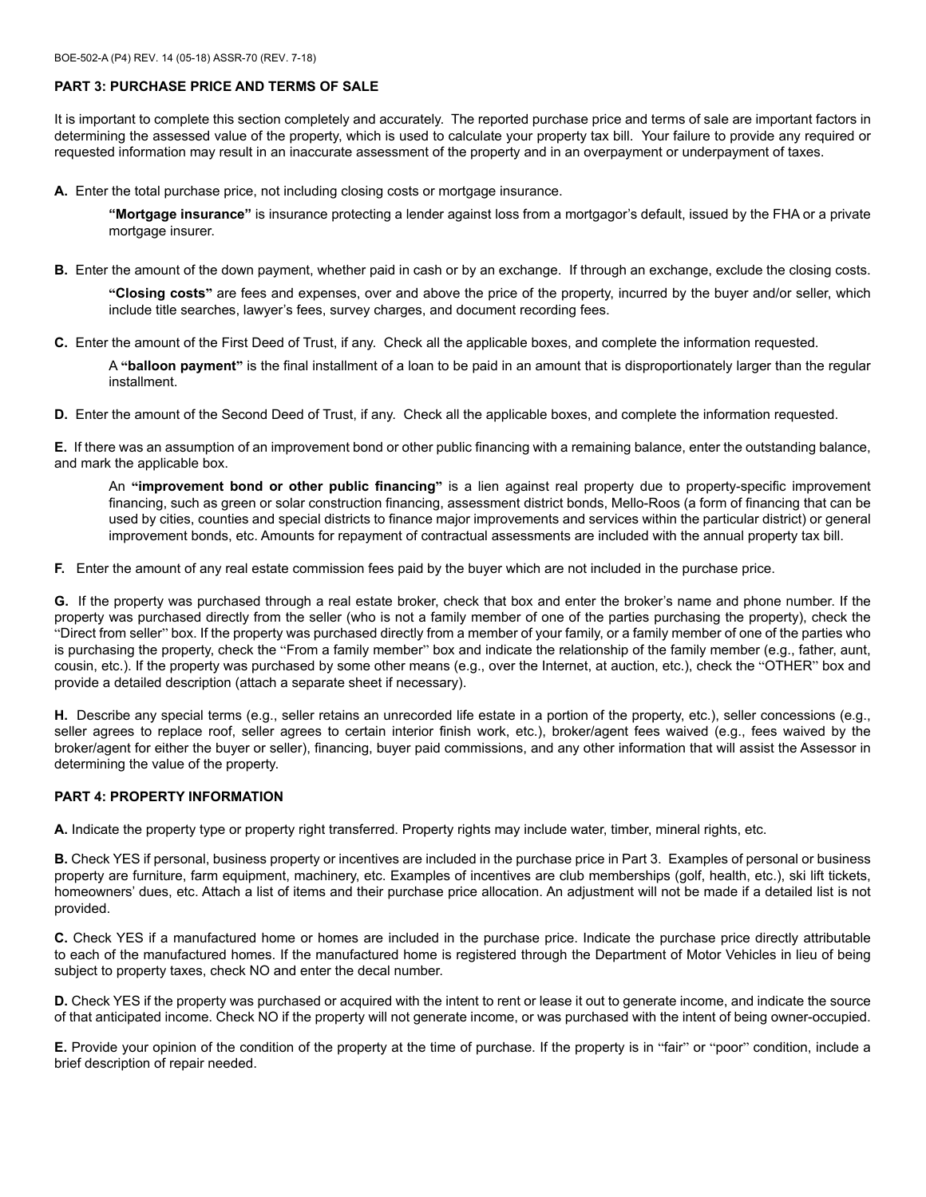## PART 3: PURCHASE PRICE AND TERMS OF SALE

It is important to complete this section completely and accurately. The reported purchase price and terms of sale are important factors in determining the assessed value of the property, which is used to calculate your property tax bill. Your failure to provide any required or requested information may result in an inaccurate assessment of the property and in an overpayment or underpayment of taxes.

**A.** Enter the total purchase price, not including closing costs or mortgage insurance.

> **"Mortgage insurance"** is insurance protecting a lender against loss from a mortgagor's default, issued by the FHA or a private mortgage insurer.

**B.** Enter the amount of the down payment, whether paid in cash or by an exchange. If through an exchange, exclude the closing costs.

> **"Closing costs"** are fees and expenses, over and above the price of the property, incurred by the buyer and/or seller, which include title searches, lawyer's fees, survey charges, and document recording fees.

**C.** Enter the amount of the First Deed of Trust, if any. Check all the applicable boxes, and complete the information requested.

> A **"balloon payment"** is the final installment of a loan to be paid in an amount that is disproportionately larger than the regular installment.

**D.** Enter the amount of the Second Deed of Trust, if any. Check all the applicable boxes, and complete the information requested.

**E.** If there was an assumption of an improvement bond or other public financing with a remaining balance, enter the outstanding balance, and mark the applicable box.

> An **"improvement bond or other public financing"** is a lien against real property due to property-specific improvement financing, such as green or solar construction financing, assessment district bonds, Mello-Roos (a form of financing that can be used by cities, counties and special districts to finance major improvements and services within the particular district) or general improvement bonds, etc. Amounts for repayment of contractual assessments are included with the annual property tax bill.

**F.** Enter the amount of any real estate commission fees paid by the buyer which are not included in the purchase price.

**G.** If the property was purchased through a real estate broker, check that box and enter the broker's name and phone number. If the property was purchased directly from the seller (who is not a family member of one of the parties purchasing the property), check the "Direct from seller" box. If the property was purchased directly from a member of your family, or a family member of one of the parties who is purchasing the property, check the "From a family member" box and indicate the relationship of the family member (e.g., father, aunt, cousin, etc.). If the property was purchased by some other means (e.g., over the Internet, at auction, etc.), check the "OTHER" box and provide a detailed description (attach a separate sheet if necessary).

**H.** Describe any special terms (e.g., seller retains an unrecorded life estate in a portion of the property, etc.), seller concessions (e.g., seller agrees to replace roof, seller agrees to certain interior finish work, etc.), broker/agent fees waived (e.g., fees waived by the broker/agent for either the buyer or seller), financing, buyer paid commissions, and any other information that will assist the Assessor in determining the value of the property.

## PART 4: PROPERTY INFORMATION

**A.** Indicate the property type or property right transferred. Property rights may include water, timber, mineral rights, etc.

**B.** Check YES if personal, business property or incentives are included in the purchase price in Part 3. Examples of personal or business property are furniture, farm equipment, machinery, etc. Examples of incentives are club memberships (golf, health, etc.), ski lift tickets, homeowners' dues, etc. Attach a list of items and their purchase price allocation. An adjustment will not be made if a detailed list is not provided.

**C.** Check YES if a manufactured home or homes are included in the purchase price. Indicate the purchase price directly attributable to each of the manufactured homes. If the manufactured home is registered through the Department of Motor Vehicles in lieu of being subject to property taxes, check NO and enter the decal number.

**D.** Check YES if the property was purchased or acquired with the intent to rent or lease it out to generate income, and indicate the source of that anticipated income. Check NO if the property will not generate income, or was purchased with the intent of being owner-occupied.

**E.** Provide your opinion of the condition of the property at the time of purchase. If the property is in "fair" or "poor" condition, include a brief description of repair needed.